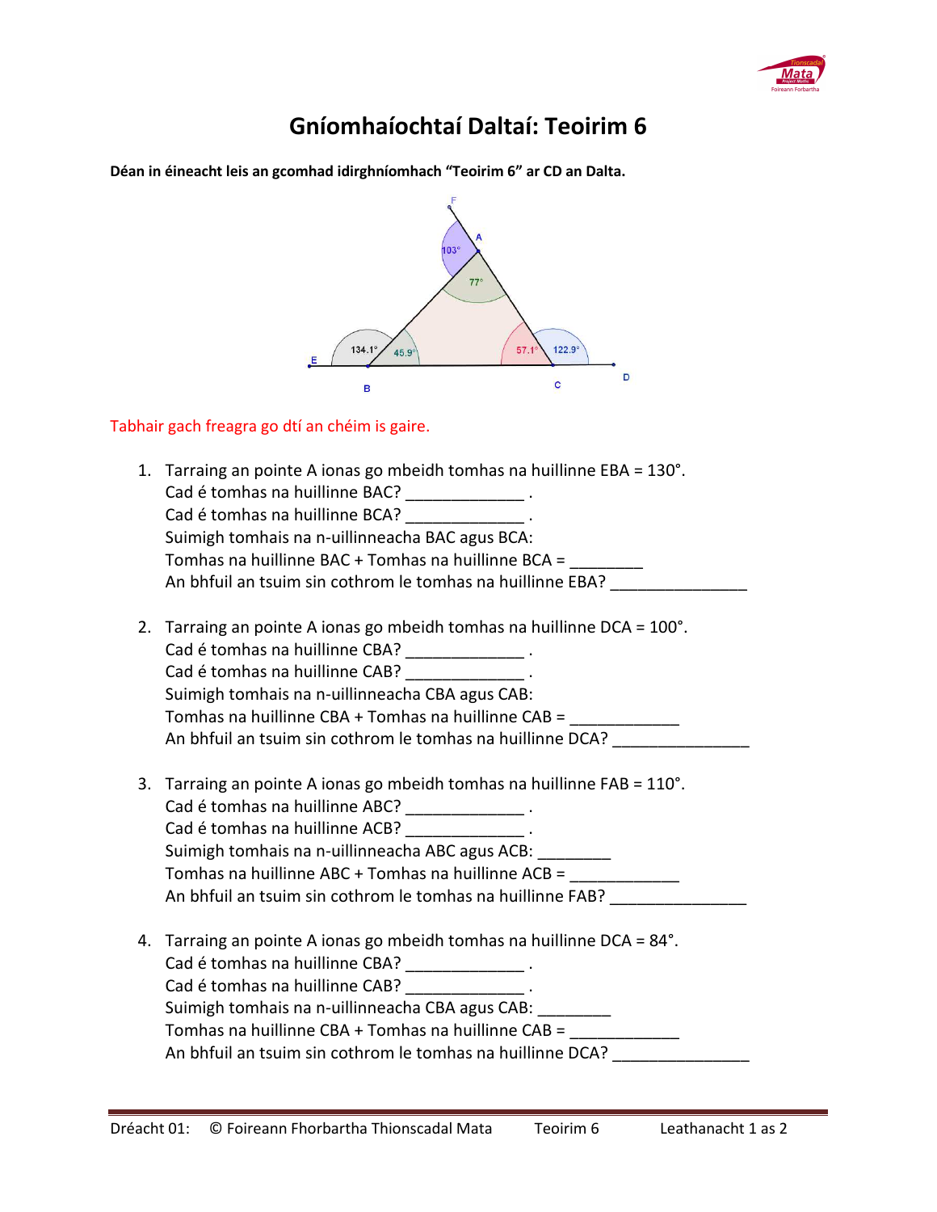# Gníomhaíochtaí Daltaí: Teoirim 6

**Déan in éineacht leis an gcomhad idirghníomhach "Teoirim 6" ar CD an Dalta.**

Tabhair gach freagra go dtí an chéim is gaire.

1. Tarraing an pointe A ionas go mbeidh tomhas na huillinne EBA = 130°.
   Cad é tomhas na huillinne BAC? _____________ .
   Cad é tomhas na huillinne BCA? _____________ .
   Suimigh tomhais na n-uillinneacha BAC agus BCA:
   Tomhas na huillinne BAC + Tomhas na huillinne BCA = ________
   An bhfuil an tsuim sin cothrom le tomhas na huillinne EBA? _______________

2. Tarraing an pointe A ionas go mbeidh tomhas na huillinne DCA = 100°.
   Cad é tomhas na huillinne CBA? _____________ .
   Cad é tomhas na huillinne CAB? _____________ .
   Suimigh tomhais na n-uillinneacha CBA agus CAB:
   Tomhas na huillinne CBA + Tomhas na huillinne CAB = ___________
   An bhfuil an tsuim sin cothrom le tomhas na huillinne DCA? _______________

3. Tarraing an pointe A ionas go mbeidh tomhas na huillinne FAB = 110°.
   Cad é tomhas na huillinne ABC? _____________ .
   Cad é tomhas na huillinne ACB? _____________ .
   Suimigh tomhais na n-uillinneacha ABC agus ACB: ________
   Tomhas na huillinne ABC + Tomhas na huillinne ACB = ___________
   An bhfuil an tsuim sin cothrom le tomhas na huillinne FAB? _______________

4. Tarraing an pointe A ionas go mbeidh tomhas na huillinne DCA = 84°.
   Cad é tomhas na huillinne CBA? _____________ .
   Cad é tomhas na huillinne CAB? _____________ .
   Suimigh tomhais na n-uillinneacha CBA agus CAB: ________
   Tomhas na huillinne CBA + Tomhas na huillinne CAB = ___________
   An bhfuil an tsuim sin cothrom le tomhas na huillinne DCA? _______________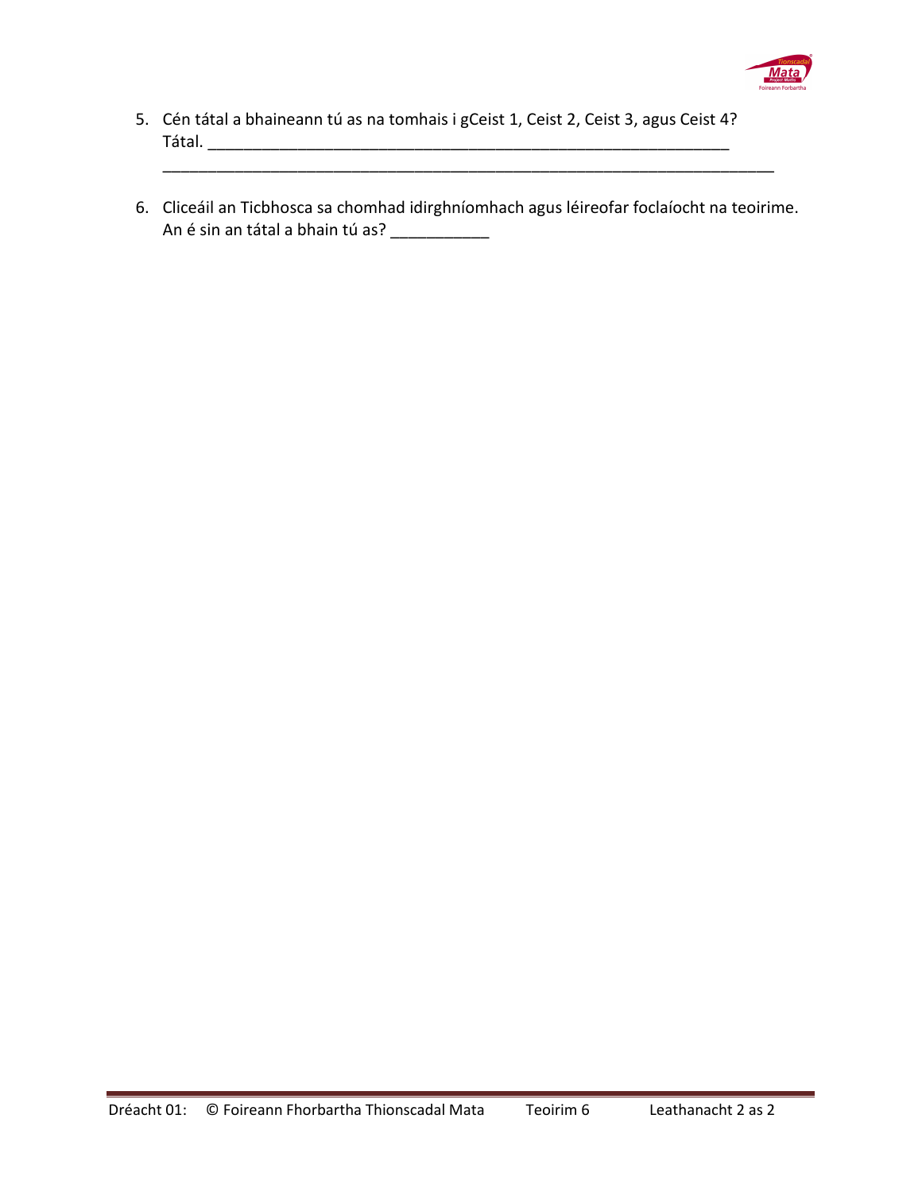5. Cén tátal a bhaineann tú as na tomhais i gCeist 1, Ceist 2, Ceist 3, agus Ceist 4?
   Tátal. ____________________________________________________________
   ______________________________________________________________________

6. Cliceáil an Ticbhosca sa chomhad idirghníomhach agus léireofar foclaíocht na teoirime.
   An é sin an tátal a bhain tú as? ___________